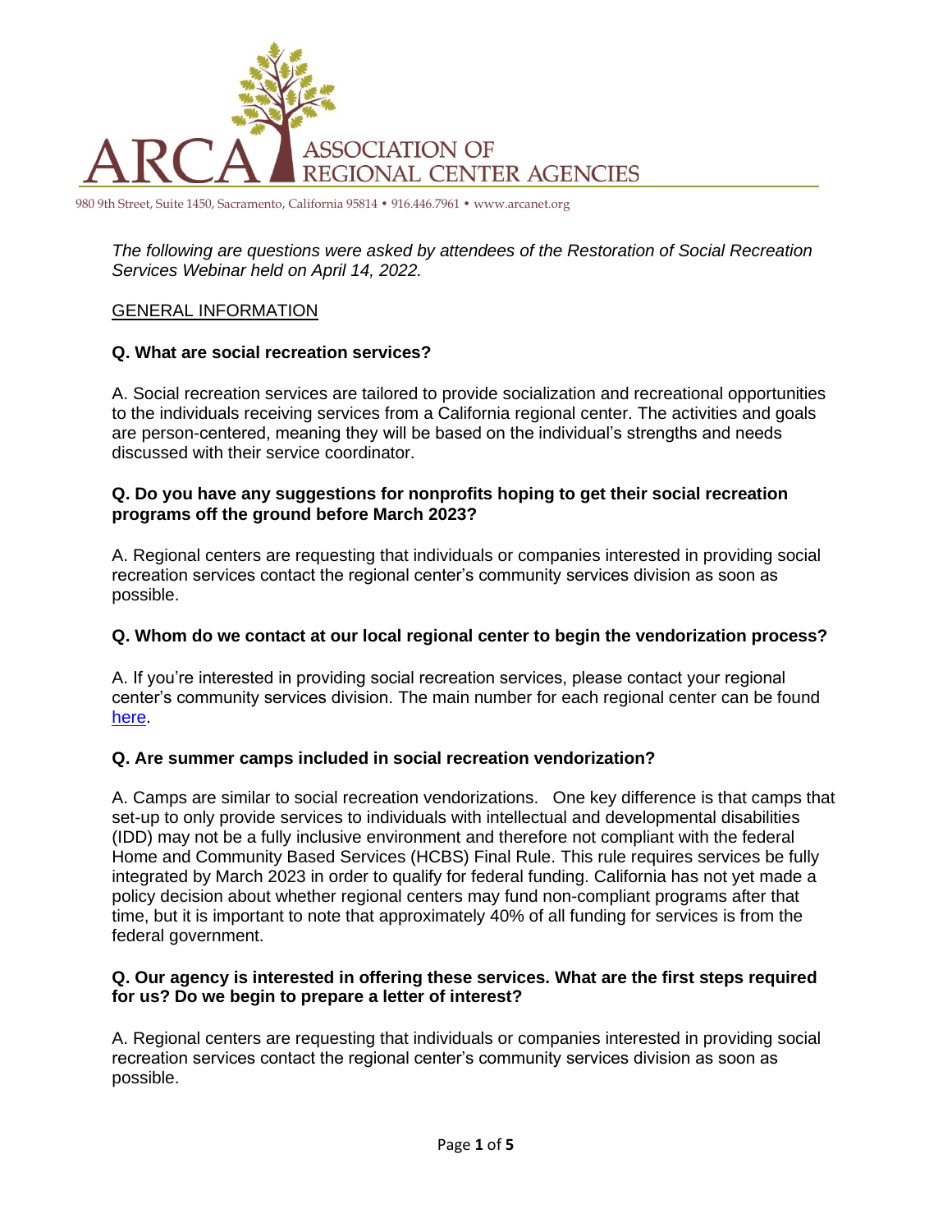ARCA ASSOCIATION OF REGIONAL CENTER AGENCIES

980 9th Street, Suite 1450, Sacramento, California 95814 • 916.446.7961 • www.arcanet.org

*The following are questions were asked by attendees of the Restoration of Social Recreation Services Webinar held on April 14, 2022.*

## GENERAL INFORMATION

**Q. What are social recreation services?**

A. Social recreation services are tailored to provide socialization and recreational opportunities to the individuals receiving services from a California regional center. The activities and goals are person-centered, meaning they will be based on the individual's strengths and needs discussed with their service coordinator.

**Q. Do you have any suggestions for nonprofits hoping to get their social recreation programs off the ground before March 2023?**

A. Regional centers are requesting that individuals or companies interested in providing social recreation services contact the regional center's community services division as soon as possible.

**Q. Whom do we contact at our local regional center to begin the vendorization process?**

A. If you're interested in providing social recreation services, please contact your regional center's community services division. The main number for each regional center can be found here.

**Q. Are summer camps included in social recreation vendorization?**

A. Camps are similar to social recreation vendorizations. One key difference is that camps that set-up to only provide services to individuals with intellectual and developmental disabilities (IDD) may not be a fully inclusive environment and therefore not compliant with the federal Home and Community Based Services (HCBS) Final Rule. This rule requires services be fully integrated by March 2023 in order to qualify for federal funding. California has not yet made a policy decision about whether regional centers may fund non-compliant programs after that time, but it is important to note that approximately 40% of all funding for services is from the federal government.

**Q. Our agency is interested in offering these services. What are the first steps required for us? Do we begin to prepare a letter of interest?**

A. Regional centers are requesting that individuals or companies interested in providing social recreation services contact the regional center's community services division as soon as possible.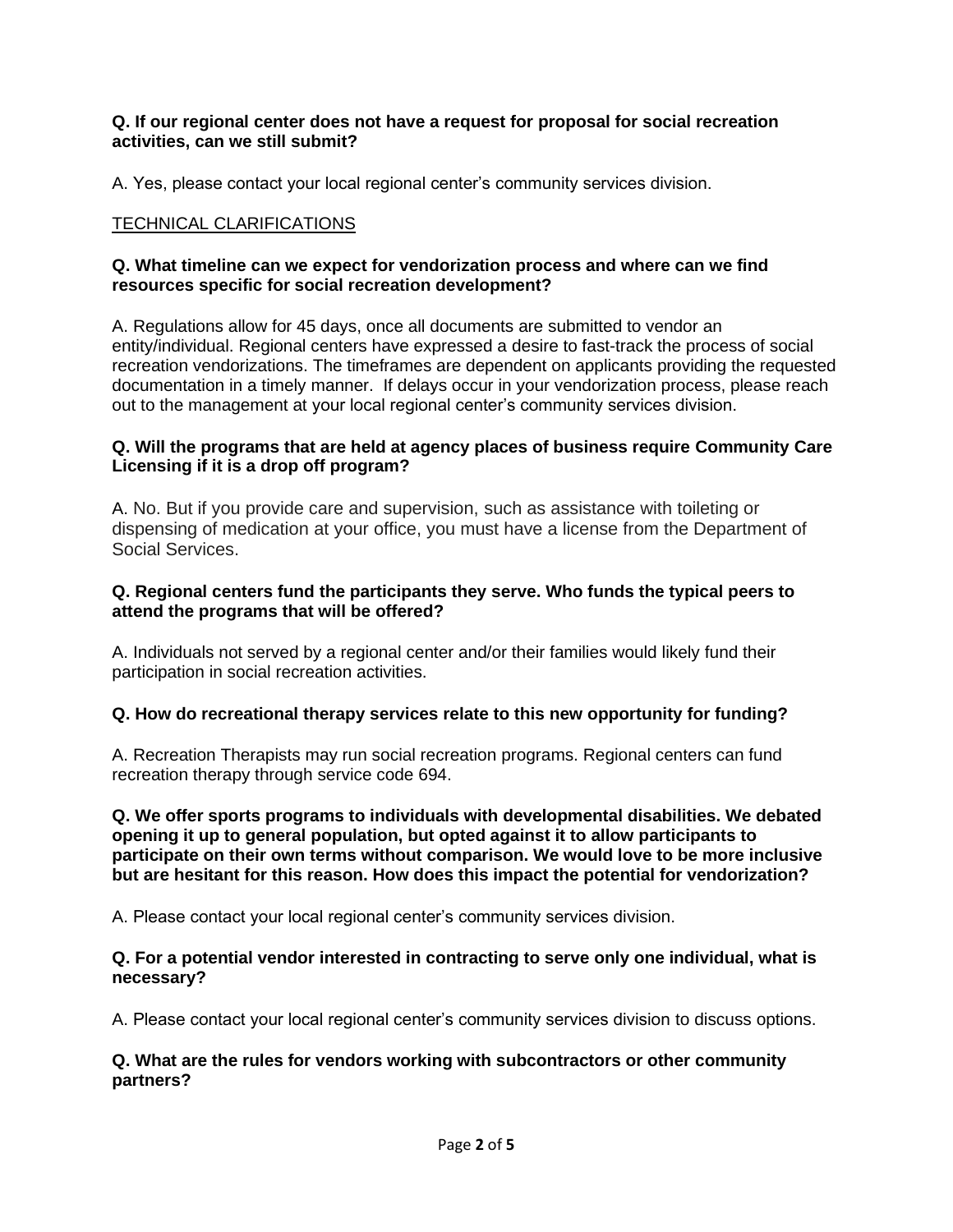**Q. If our regional center does not have a request for proposal for social recreation activities, can we still submit?**

A. Yes, please contact your local regional center's community services division.

<u>TECHNICAL CLARIFICATIONS</u>

**Q. What timeline can we expect for vendorization process and where can we find resources specific for social recreation development?**

A. Regulations allow for 45 days, once all documents are submitted to vendor an entity/individual. Regional centers have expressed a desire to fast-track the process of social recreation vendorizations. The timeframes are dependent on applicants providing the requested documentation in a timely manner. If delays occur in your vendorization process, please reach out to the management at your local regional center's community services division.

**Q. Will the programs that are held at agency places of business require Community Care Licensing if it is a drop off program?**

A. No. But if you provide care and supervision, such as assistance with toileting or dispensing of medication at your office, you must have a license from the Department of Social Services.

**Q. Regional centers fund the participants they serve. Who funds the typical peers to attend the programs that will be offered?**

A. Individuals not served by a regional center and/or their families would likely fund their participation in social recreation activities.

**Q. How do recreational therapy services relate to this new opportunity for funding?**

A. Recreation Therapists may run social recreation programs. Regional centers can fund recreation therapy through service code 694.

**Q. We offer sports programs to individuals with developmental disabilities. We debated opening it up to general population, but opted against it to allow participants to participate on their own terms without comparison. We would love to be more inclusive but are hesitant for this reason. How does this impact the potential for vendorization?**

A. Please contact your local regional center's community services division.

**Q. For a potential vendor interested in contracting to serve only one individual, what is necessary?**

A. Please contact your local regional center's community services division to discuss options.

**Q. What are the rules for vendors working with subcontractors or other community partners?**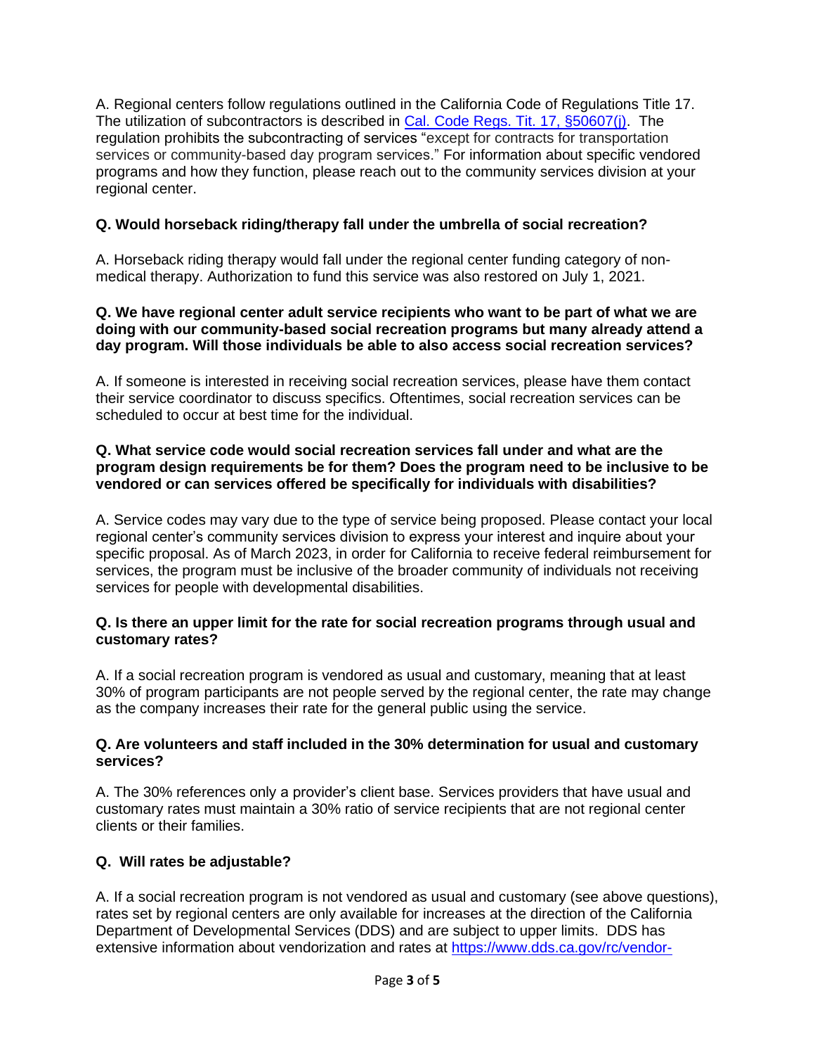A. Regional centers follow regulations outlined in the California Code of Regulations Title 17. The utilization of subcontractors is described in [Cal. Code Regs. Tit. 17, §50607(j)](). The regulation prohibits the subcontracting of services "except for contracts for transportation services or community-based day program services." For information about specific vendored programs and how they function, please reach out to the community services division at your regional center.

**Q. Would horseback riding/therapy fall under the umbrella of social recreation?**

A. Horseback riding therapy would fall under the regional center funding category of non-medical therapy. Authorization to fund this service was also restored on July 1, 2021.

**Q. We have regional center adult service recipients who want to be part of what we are doing with our community-based social recreation programs but many already attend a day program. Will those individuals be able to also access social recreation services?**

A. If someone is interested in receiving social recreation services, please have them contact their service coordinator to discuss specifics. Oftentimes, social recreation services can be scheduled to occur at best time for the individual.

**Q. What service code would social recreation services fall under and what are the program design requirements be for them? Does the program need to be inclusive to be vendored or can services offered be specifically for individuals with disabilities?**

A. Service codes may vary due to the type of service being proposed. Please contact your local regional center's community services division to express your interest and inquire about your specific proposal. As of March 2023, in order for California to receive federal reimbursement for services, the program must be inclusive of the broader community of individuals not receiving services for people with developmental disabilities.

**Q. Is there an upper limit for the rate for social recreation programs through usual and customary rates?**

A. If a social recreation program is vendored as usual and customary, meaning that at least 30% of program participants are not people served by the regional center, the rate may change as the company increases their rate for the general public using the service.

**Q. Are volunteers and staff included in the 30% determination for usual and customary services?**

A. The 30% references only a provider's client base. Services providers that have usual and customary rates must maintain a 30% ratio of service recipients that are not regional center clients or their families.

**Q. Will rates be adjustable?**

A. If a social recreation program is not vendored as usual and customary (see above questions), rates set by regional centers are only available for increases at the direction of the California Department of Developmental Services (DDS) and are subject to upper limits. DDS has extensive information about vendorization and rates at https://www.dds.ca.gov/rc/vendor-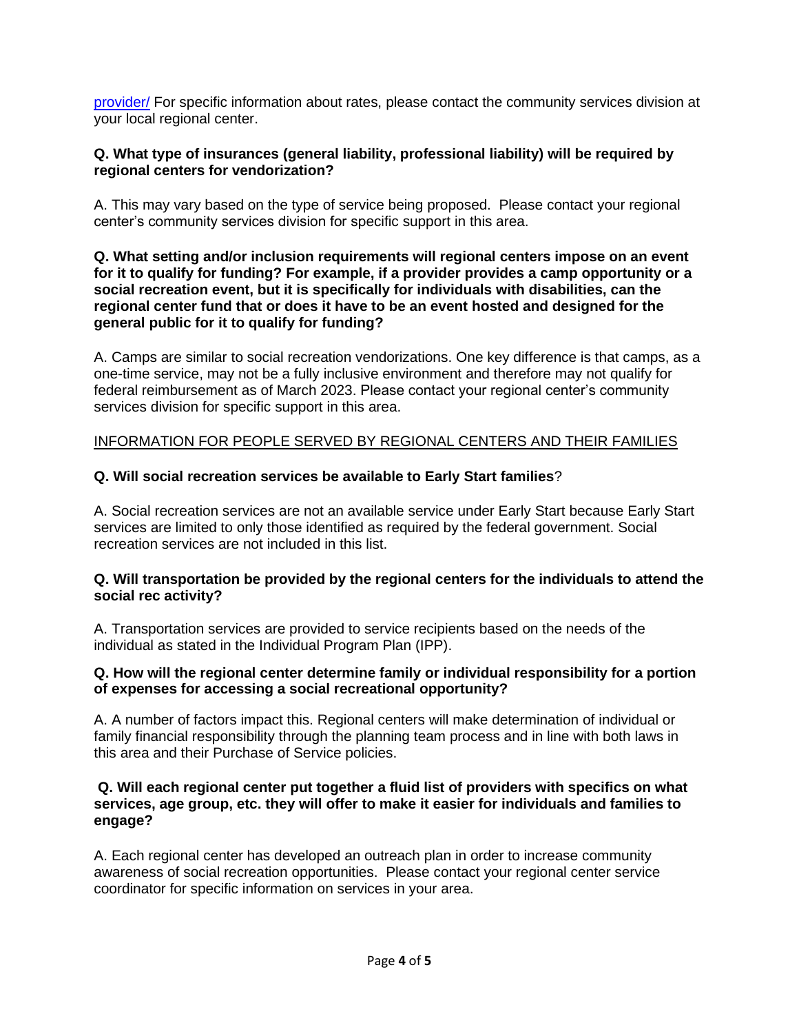provider/ For specific information about rates, please contact the community services division at your local regional center.

**Q. What type of insurances (general liability, professional liability) will be required by regional centers for vendorization?**

A. This may vary based on the type of service being proposed. Please contact your regional center's community services division for specific support in this area.

**Q. What setting and/or inclusion requirements will regional centers impose on an event for it to qualify for funding? For example, if a provider provides a camp opportunity or a social recreation event, but it is specifically for individuals with disabilities, can the regional center fund that or does it have to be an event hosted and designed for the general public for it to qualify for funding?**

A. Camps are similar to social recreation vendorizations. One key difference is that camps, as a one-time service, may not be a fully inclusive environment and therefore may not qualify for federal reimbursement as of March 2023. Please contact your regional center's community services division for specific support in this area.

<u>INFORMATION FOR PEOPLE SERVED BY REGIONAL CENTERS AND THEIR FAMILIES</u>

**Q. Will social recreation services be available to Early Start families**?

A. Social recreation services are not an available service under Early Start because Early Start services are limited to only those identified as required by the federal government. Social recreation services are not included in this list.

**Q. Will transportation be provided by the regional centers for the individuals to attend the social rec activity?**

A. Transportation services are provided to service recipients based on the needs of the individual as stated in the Individual Program Plan (IPP).

**Q. How will the regional center determine family or individual responsibility for a portion of expenses for accessing a social recreational opportunity?**

A. A number of factors impact this. Regional centers will make determination of individual or family financial responsibility through the planning team process and in line with both laws in this area and their Purchase of Service policies.

**Q. Will each regional center put together a fluid list of providers with specifics on what services, age group, etc. they will offer to make it easier for individuals and families to engage?**

A. Each regional center has developed an outreach plan in order to increase community awareness of social recreation opportunities. Please contact your regional center service coordinator for specific information on services in your area.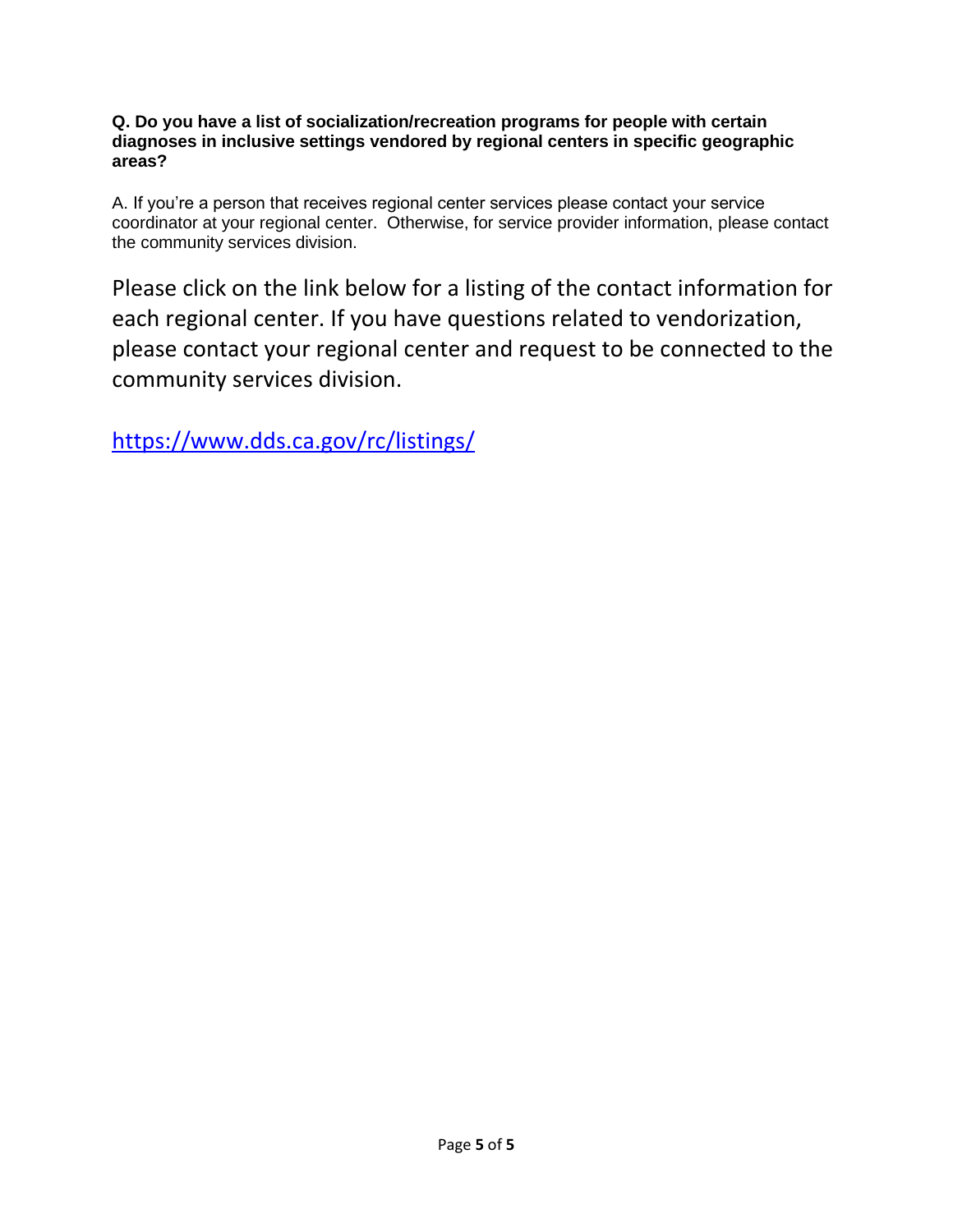**Q. Do you have a list of socialization/recreation programs for people with certain diagnoses in inclusive settings vendored by regional centers in specific geographic areas?**

A. If you're a person that receives regional center services please contact your service coordinator at your regional center. Otherwise, for service provider information, please contact the community services division.

Please click on the link below for a listing of the contact information for each regional center. If you have questions related to vendorization, please contact your regional center and request to be connected to the community services division.

https://www.dds.ca.gov/rc/listings/